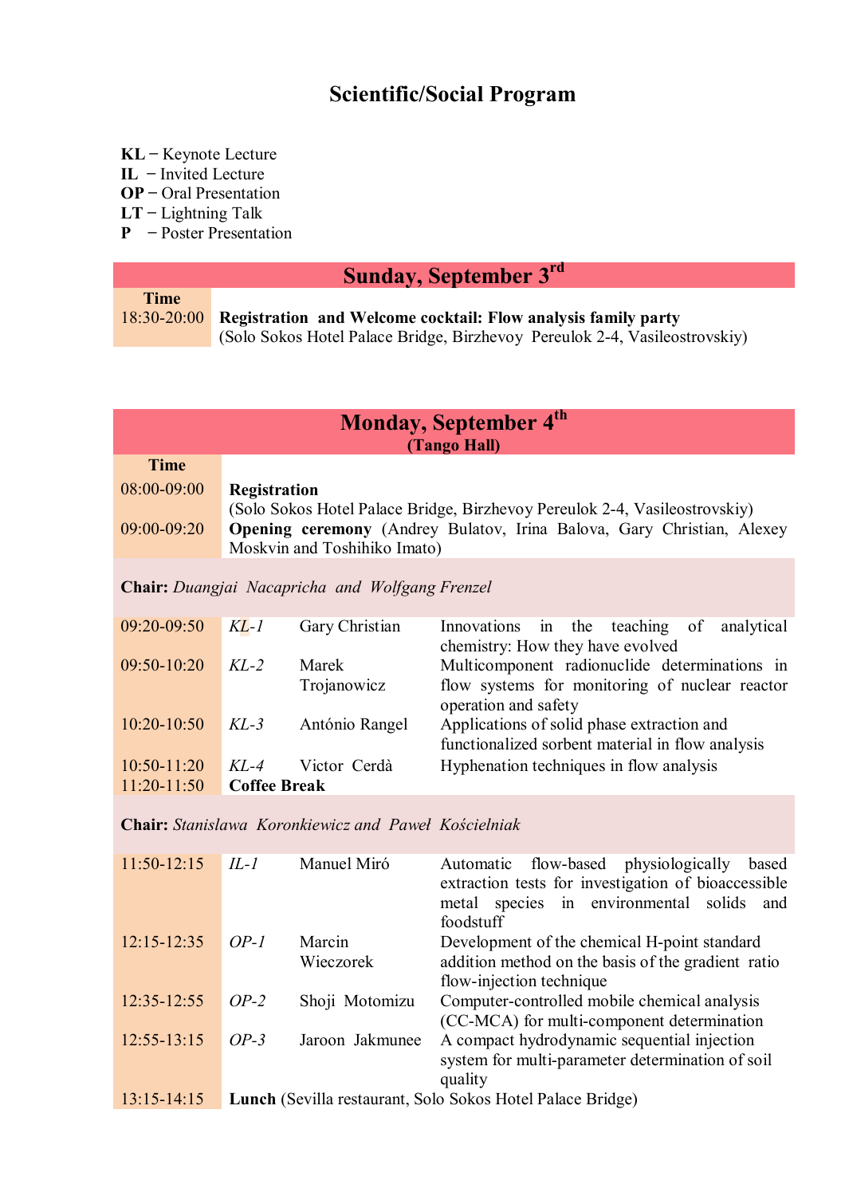# Scientific/Social Program

**KL** − Keynote Lecture
**IL** − Invited Lecture
**OP** − Oral Presentation
**LT** − Lightning Talk
**P** − Poster Presentation

## Sunday, September 3rd

| Time | |
|---|---|
| 18:30-20:00 | **Registration and Welcome cocktail: Flow analysis family party** (Solo Sokos Hotel Palace Bridge, Birzhevoy Pereulok 2-4, Vasileostrovskiy) |

## Monday, September 4th
**(Tango Hall)**

| Time | | | |
|---|---|---|---|
| 08:00-09:00 | **Registration** (Solo Sokos Hotel Palace Bridge, Birzhevoy Pereulok 2-4, Vasileostrovskiy) | | |
| 09:00-09:20 | **Opening ceremony** (Andrey Bulatov, Irina Balova, Gary Christian, Alexey Moskvin and Toshihiko Imato) | | |
| **Chair:** *Duangjai Nacapricha and Wolfgang Frenzel* | | | |
| 09:20-09:50 | *KL-1* | Gary Christian | Innovations in the teaching of analytical chemistry: How they have evolved |
| 09:50-10:20 | *KL-2* | Marek Trojanowicz | Multicomponent radionuclide determinations in flow systems for monitoring of nuclear reactor operation and safety |
| 10:20-10:50 | *KL-3* | António Rangel | Applications of solid phase extraction and functionalized sorbent material in flow analysis |
| 10:50-11:20 | *KL-4* | Victor Cerdà | Hyphenation techniques in flow analysis |
| 11:20-11:50 | **Coffee Break** | | |
| **Chair:** *Stanislawa Koronkiewicz and Paweł Kościelniak* | | | |
| 11:50-12:15 | *IL-1* | Manuel Miró | Automatic flow-based physiologically based extraction tests for investigation of bioaccessible metal species in environmental solids and foodstuff |
| 12:15-12:35 | *OP-1* | Marcin Wieczorek | Development of the chemical H-point standard addition method on the basis of the gradient ratio flow-injection technique |
| 12:35-12:55 | *OP-2* | Shoji Motomizu | Computer-controlled mobile chemical analysis (CC-MCA) for multi-component determination |
| 12:55-13:15 | *OP-3* | Jaroon Jakmunee | A compact hydrodynamic sequential injection system for multi-parameter determination of soil quality |
| 13:15-14:15 | **Lunch** (Sevilla restaurant, Solo Sokos Hotel Palace Bridge) | | |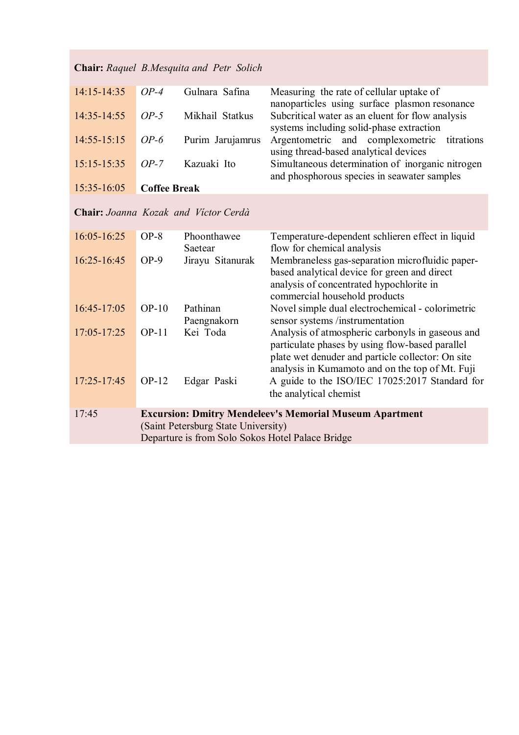**Chair:** *Raquel B.Mesquita and Petr Solich*

| | | | |
|---|---|---|---|
| 14:15-14:35 | *OP-4* | Gulnara Safina | Measuring the rate of cellular uptake of nanoparticles using surface plasmon resonance |
| 14:35-14:55 | *OP-5* | Mikhail Statkus | Subcritical water as an eluent for flow analysis systems including solid-phase extraction |
| 14:55-15:15 | *OP-6* | Purim Jarujamrus | Argentometric and complexometric titrations using thread-based analytical devices |
| 15:15-15:35 | *OP-7* | Kazuaki Ito | Simultaneous determination of inorganic nitrogen and phosphorous species in seawater samples |
| 15:35-16:05 | **Coffee Break** | | |

**Chair:** *Joanna Kozak and Víctor Cerdà*

| | | | |
|---|---|---|---|
| 16:05-16:25 | OP-8 | Phoonthawee Saetear | Temperature-dependent schlieren effect in liquid flow for chemical analysis |
| 16:25-16:45 | OP-9 | Jirayu Sitanurak | Membraneless gas-separation microfluidic paper-based analytical device for green and direct analysis of concentrated hypochlorite in commercial household products |
| 16:45-17:05 | OP-10 | Pathinan Paengnakorn | Novel simple dual electrochemical - colorimetric sensor systems /instrumentation |
| 17:05-17:25 | OP-11 | Kei Toda | Analysis of atmospheric carbonyls in gaseous and particulate phases by using flow-based parallel plate wet denuder and particle collector: On site analysis in Kumamoto and on the top of Mt. Fuji |
| 17:25-17:45 | OP-12 | Edgar Paski | A guide to the ISO/IEC 17025:2017 Standard for the analytical chemist |

| | |
|---|---|
| 17:45 | **Excursion: Dmitry Mendeleev's Memorial Museum Apartment** (Saint Petersburg State University) Departure is from Solo Sokos Hotel Palace Bridge |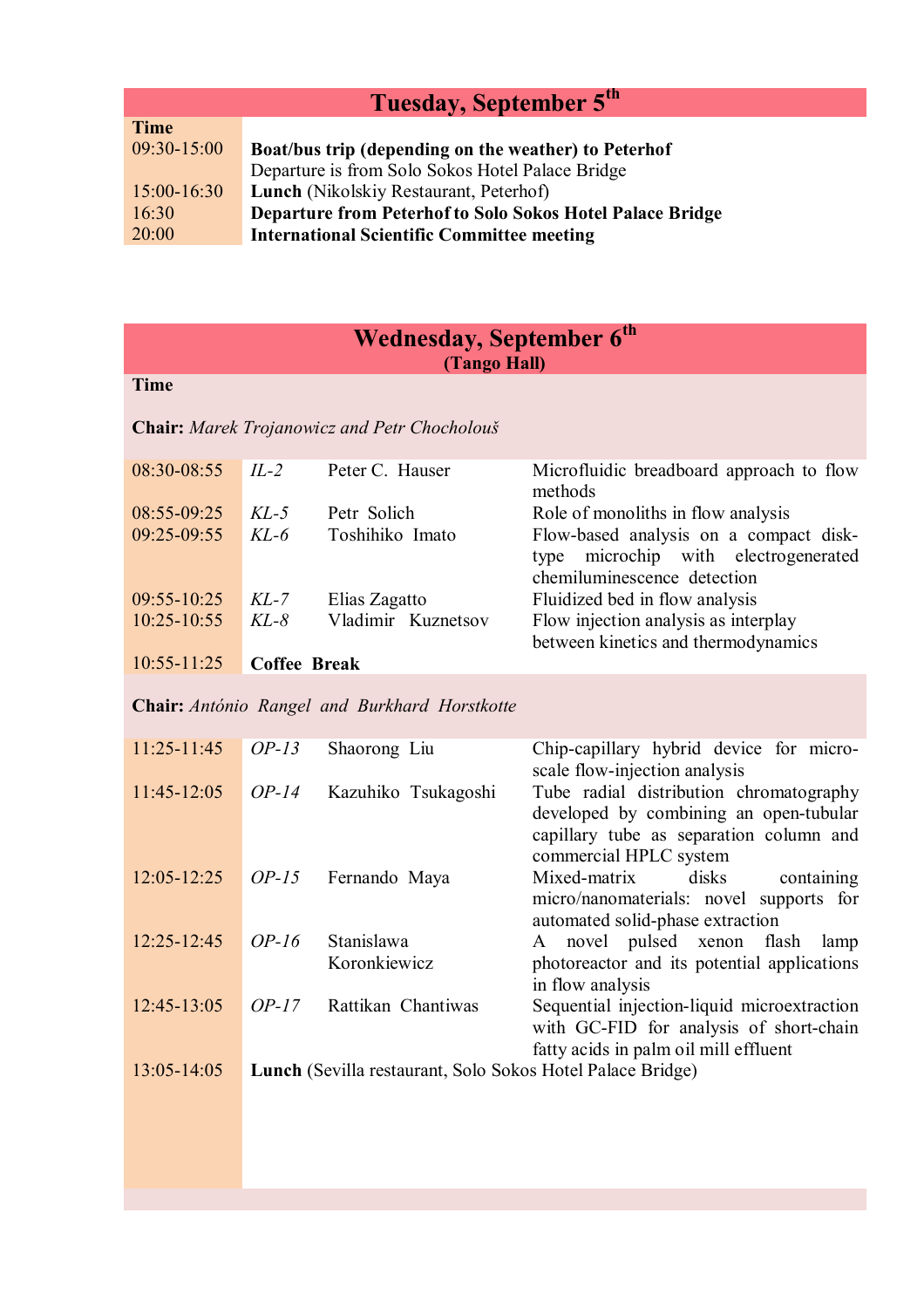## Tuesday, September 5th

| Time | |
|---|---|
| 09:30-15:00 | **Boat/bus trip (depending on the weather) to Peterhof** Departure is from Solo Sokos Hotel Palace Bridge |
| 15:00-16:30 | **Lunch** (Nikolskiy Restaurant, Peterhof) |
| 16:30 | **Departure from Peterhof to Solo Sokos Hotel Palace Bridge** |
| 20:00 | **International Scientific Committee meeting** |

## Wednesday, September 6th
### (Tango Hall)

**Time**

**Chair:** *Marek Trojanowicz and Petr Chocholouš*

| Time | Code | Speaker | Title |
|---|---|---|---|
| 08:30-08:55 | *IL-2* | Peter C. Hauser | Microfluidic breadboard approach to flow methods |
| 08:55-09:25 | *KL-5* | Petr Solich | Role of monoliths in flow analysis |
| 09:25-09:55 | *KL-6* | Toshihiko Imato | Flow-based analysis on a compact disk-type microchip with electrogenerated chemiluminescence detection |
| 09:55-10:25 | *KL-7* | Elias Zagatto | Fluidized bed in flow analysis |
| 10:25-10:55 | *KL-8* | Vladimir Kuznetsov | Flow injection analysis as interplay between kinetics and thermodynamics |
| 10:55-11:25 | **Coffee Break** | | |

**Chair:** *António Rangel and Burkhard Horstkotte*

| Time | Code | Speaker | Title |
|---|---|---|---|
| 11:25-11:45 | *OP-13* | Shaorong Liu | Chip-capillary hybrid device for micro-scale flow-injection analysis |
| 11:45-12:05 | *OP-14* | Kazuhiko Tsukagoshi | Tube radial distribution chromatography developed by combining an open-tubular capillary tube as separation column and commercial HPLC system |
| 12:05-12:25 | *OP-15* | Fernando Maya | Mixed-matrix disks containing micro/nanomaterials: novel supports for automated solid-phase extraction |
| 12:25-12:45 | *OP-16* | Stanislawa Koronkiewicz | A novel pulsed xenon flash lamp photoreactor and its potential applications in flow analysis |
| 12:45-13:05 | *OP-17* | Rattikan Chantiwas | Sequential injection-liquid microextraction with GC-FID for analysis of short-chain fatty acids in palm oil mill effluent |
| 13:05-14:05 | **Lunch** (Sevilla restaurant, Solo Sokos Hotel Palace Bridge) | | |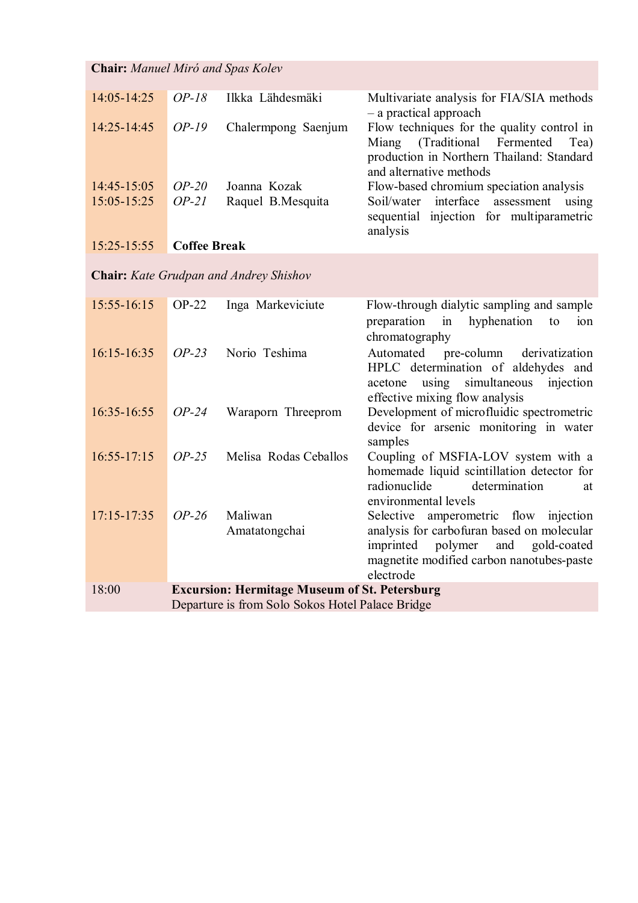**Chair:** *Manuel Miró and Spas Kolev*

| | | | |
|---|---|---|---|
| 14:05-14:25 | *OP-18* | Ilkka Lähdesmäki | Multivariate analysis for FIA/SIA methods – a practical approach |
| 14:25-14:45 | *OP-19* | Chalermpong Saenjum | Flow techniques for the quality control in Miang (Traditional Fermented Tea) production in Northern Thailand: Standard and alternative methods |
| 14:45-15:05 | *OP-20* | Joanna Kozak | Flow-based chromium speciation analysis |
| 15:05-15:25 | *OP-21* | Raquel B.Mesquita | Soil/water interface assessment using sequential injection for multiparametric analysis |
| 15:25-15:55 | **Coffee Break** | | |

**Chair:** *Kate Grudpan and Andrey Shishov*

| | | | |
|---|---|---|---|
| 15:55-16:15 | OP-22 | Inga Markeviciute | Flow-through dialytic sampling and sample preparation in hyphenation to ion chromatography |
| 16:15-16:35 | *OP-23* | Norio Teshima | Automated pre-column derivatization HPLC determination of aldehydes and acetone using simultaneous injection effective mixing flow analysis |
| 16:35-16:55 | *OP-24* | Waraporn Threeprom | Development of microfluidic spectrometric device for arsenic monitoring in water samples |
| 16:55-17:15 | *OP-25* | Melisa Rodas Ceballos | Coupling of MSFIA-LOV system with a homemade liquid scintillation detector for radionuclide determination at environmental levels |
| 17:15-17:35 | *OP-26* | Maliwan Amatatongchai | Selective amperometric flow injection analysis for carbofuran based on molecular imprinted polymer and gold-coated magnetite modified carbon nanotubes-paste electrode |
| 18:00 | **Excursion: Hermitage Museum of St. Petersburg** Departure is from Solo Sokos Hotel Palace Bridge | | |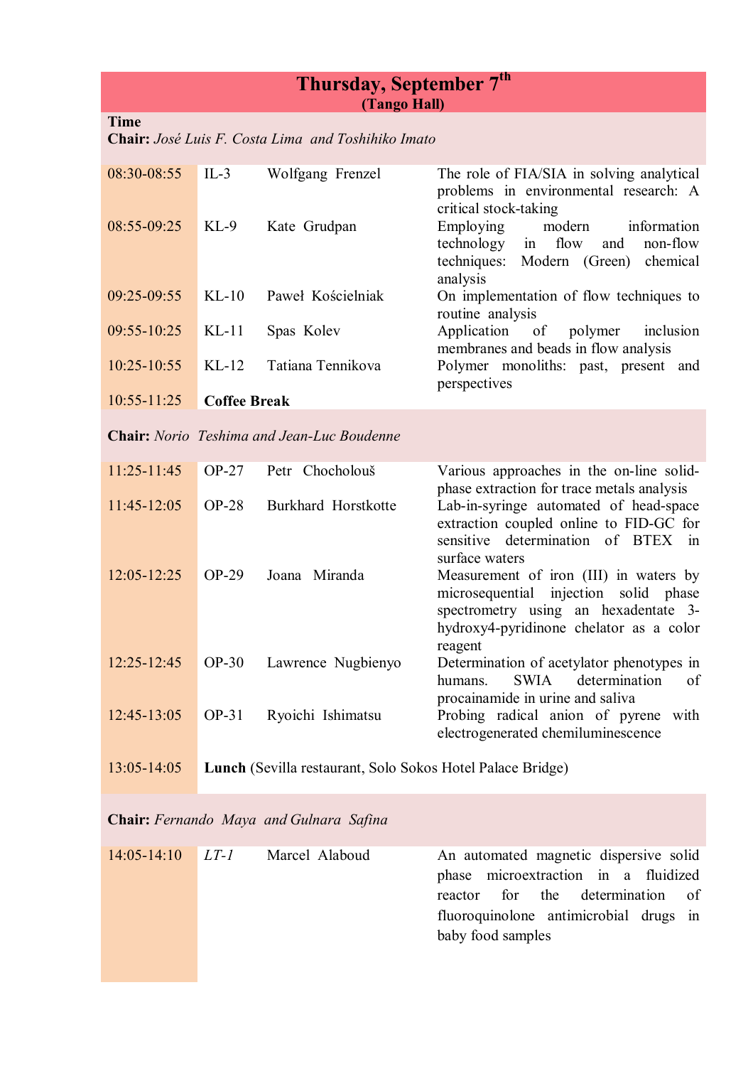# Thursday, September 7[th]

**(Tango Hall)**

| Time | | | |
|---|---|---|---|
| **Chair:** *José Luis F. Costa Lima and Toshihiko Imato* | | | |
| 08:30-08:55 | IL-3 | Wolfgang Frenzel | The role of FIA/SIA in solving analytical problems in environmental research: A critical stock-taking |
| 08:55-09:25 | KL-9 | Kate Grudpan | Employing modern information technology in flow and non-flow techniques: Modern (Green) chemical analysis |
| 09:25-09:55 | KL-10 | Paweł Kościelniak | On implementation of flow techniques to routine analysis |
| 09:55-10:25 | KL-11 | Spas Kolev | Application of polymer inclusion membranes and beads in flow analysis |
| 10:25-10:55 | KL-12 | Tatiana Tennikova | Polymer monoliths: past, present and perspectives |
| 10:55-11:25 | **Coffee Break** | | |
| **Chair:** *Norio Teshima and Jean-Luc Boudenne* | | | |
| 11:25-11:45 | OP-27 | Petr Chocholouš | Various approaches in the on-line solid-phase extraction for trace metals analysis |
| 11:45-12:05 | OP-28 | Burkhard Horstkotte | Lab-in-syringe automated of head-space extraction coupled online to FID-GC for sensitive determination of BTEX in surface waters |
| 12:05-12:25 | OP-29 | Joana Miranda | Measurement of iron (III) in waters by microsequential injection solid phase spectrometry using an hexadentate 3-hydroxy4-pyridinone chelator as a color reagent |
| 12:25-12:45 | OP-30 | Lawrence Nugbienyo | Determination of acetylator phenotypes in humans. SWIA determination of procainamide in urine and saliva |
| 12:45-13:05 | OP-31 | Ryoichi Ishimatsu | Probing radical anion of pyrene with electrogenerated chemiluminescence |
| 13:05-14:05 | **Lunch** (Sevilla restaurant, Solo Sokos Hotel Palace Bridge) | | |
| **Chair:** *Fernando Maya and Gulnara Safina* | | | |
| 14:05-14:10 | *LT-1* | Marcel Alaboud | An automated magnetic dispersive solid phase microextraction in a fluidized reactor for the determination of fluoroquinolone antimicrobial drugs in baby food samples |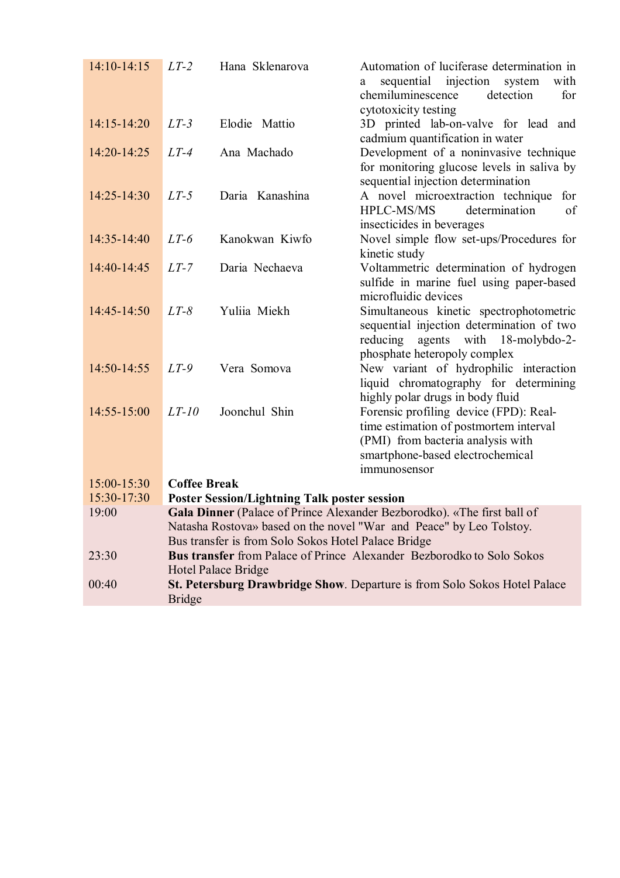| | | | |
|---|---|---|---|
| 14:10-14:15 | *LT-2* | Hana Sklenarova | Automation of luciferase determination in a sequential injection system with chemiluminescence detection for cytotoxicity testing |
| 14:15-14:20 | *LT-3* | Elodie Mattio | 3D printed lab-on-valve for lead and cadmium quantification in water |
| 14:20-14:25 | *LT-4* | Ana Machado | Development of a noninvasive technique for monitoring glucose levels in saliva by sequential injection determination |
| 14:25-14:30 | *LT-5* | Daria Kanashina | A novel microextraction technique for HPLC-MS/MS determination of insecticides in beverages |
| 14:35-14:40 | *LT-6* | Kanokwan Kiwfo | Novel simple flow set-ups/Procedures for kinetic study |
| 14:40-14:45 | *LT-7* | Daria Nechaeva | Voltammetric determination of hydrogen sulfide in marine fuel using paper-based microfluidic devices |
| 14:45-14:50 | *LT-8* | Yuliia Miekh | Simultaneous kinetic spectrophotometric sequential injection determination of two reducing agents with 18-molybdo-2-phosphate heteropoly complex |
| 14:50-14:55 | *LT-9* | Vera Somova | New variant of hydrophilic interaction liquid chromatography for determining highly polar drugs in body fluid |
| 14:55-15:00 | *LT-10* | Joonchul Shin | Forensic profiling device (FPD): Real-time estimation of postmortem interval (PMI) from bacteria analysis with smartphone-based electrochemical immunosensor |
| 15:00-15:30 | **Coffee Break** | | |
| 15:30-17:30 | **Poster Session/Lightning Talk poster session** | | |
| 19:00 | **Gala Dinner** (Palace of Prince Alexander Bezborodko). «The first ball of Natasha Rostova» based on the novel "War and Peace" by Leo Tolstoy. Bus transfer is from Solo Sokos Hotel Palace Bridge | | |
| 23:30 | **Bus transfer** from Palace of Prince Alexander Bezborodko to Solo Sokos Hotel Palace Bridge | | |
| 00:40 | **St. Petersburg Drawbridge Show**. Departure is from Solo Sokos Hotel Palace Bridge | | |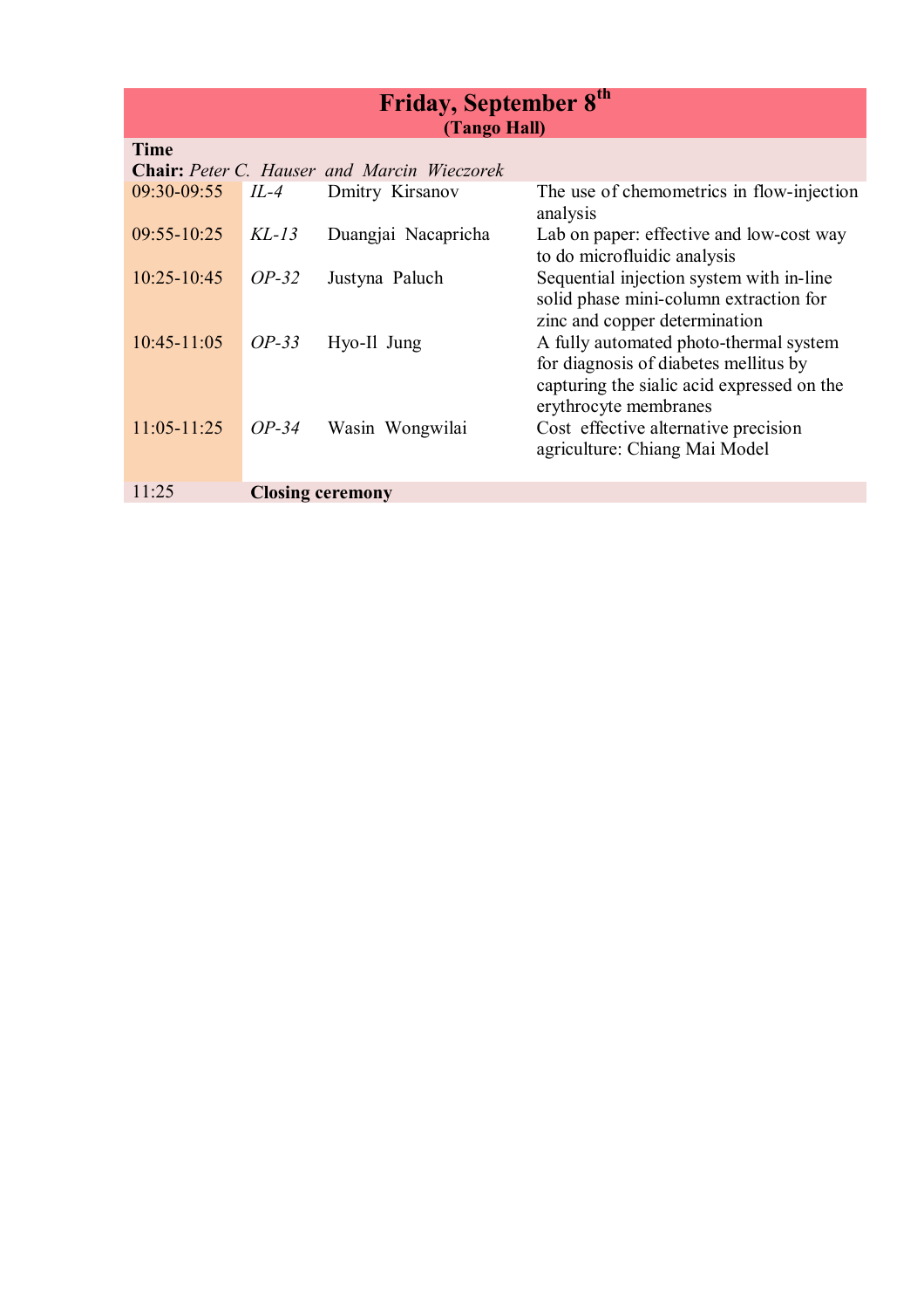# Friday, September 8th

**(Tango Hall)**

| Time | | | |
|---|---|---|---|
| **Chair:** *Peter C. Hauser and Marcin Wieczorek* | | | |
| 09:30-09:55 | *IL-4* | Dmitry Kirsanov | The use of chemometrics in flow-injection analysis |
| 09:55-10:25 | *KL-13* | Duangjai Nacapricha | Lab on paper: effective and low-cost way to do microfluidic analysis |
| 10:25-10:45 | *OP-32* | Justyna Paluch | Sequential injection system with in-line solid phase mini-column extraction for zinc and copper determination |
| 10:45-11:05 | *OP-33* | Hyo-Il Jung | A fully automated photo-thermal system for diagnosis of diabetes mellitus by capturing the sialic acid expressed on the erythrocyte membranes |
| 11:05-11:25 | *OP-34* | Wasin Wongwilai | Cost effective alternative precision agriculture: Chiang Mai Model |
| 11:25 | **Closing ceremony** | | |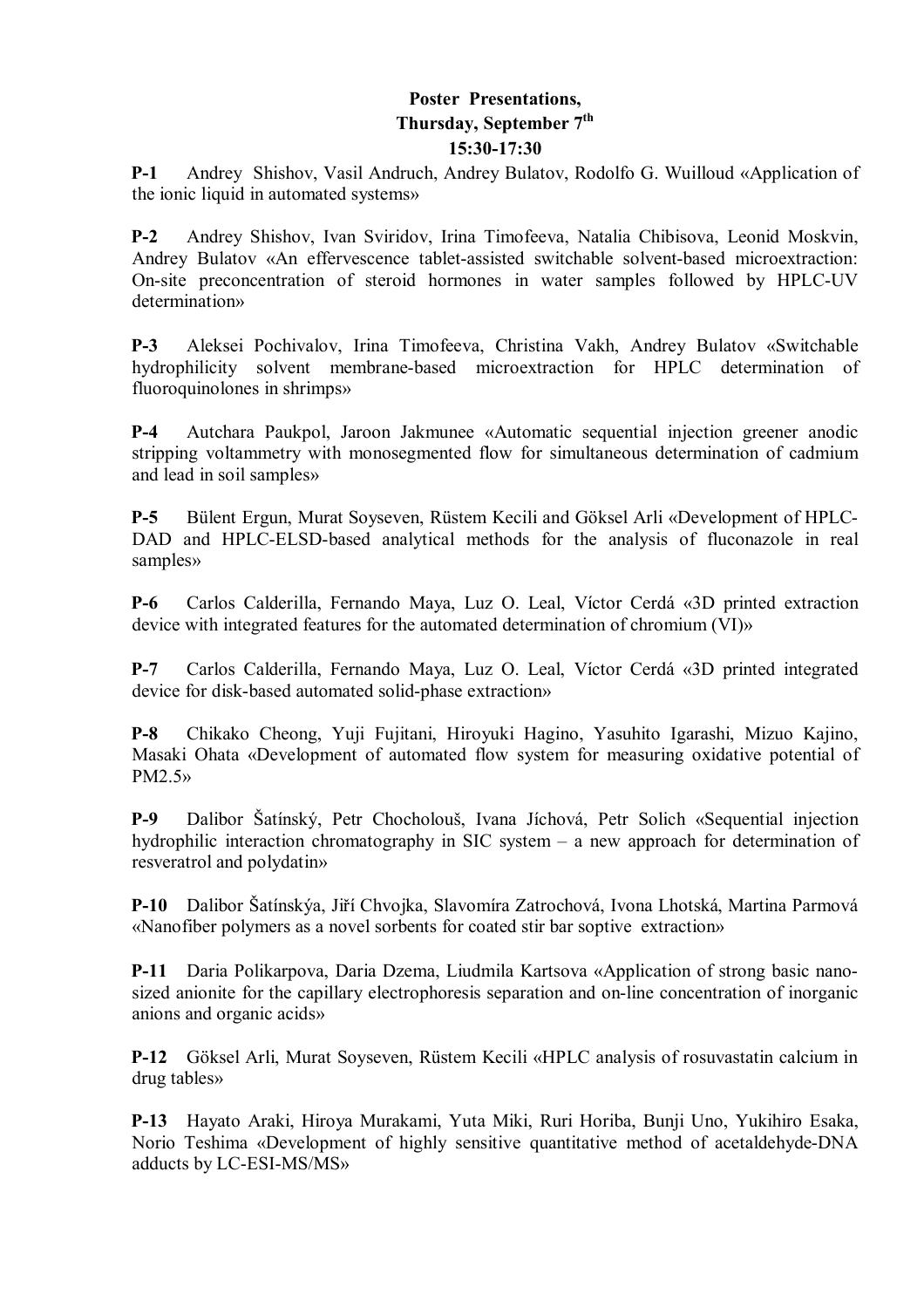**Poster Presentations,**
**Thursday, September 7th**
**15:30-17:30**

**P-1** Andrey Shishov, Vasil Andruch, Andrey Bulatov, Rodolfo G. Wuilloud «Application of the ionic liquid in automated systems»

**P-2** Andrey Shishov, Ivan Sviridov, Irina Timofeeva, Natalia Chibisova, Leonid Moskvin, Andrey Bulatov «An effervescence tablet-assisted switchable solvent-based microextraction: On-site preconcentration of steroid hormones in water samples followed by HPLC-UV determination»

**P-3** Aleksei Pochivalov, Irina Timofeeva, Christina Vakh, Andrey Bulatov «Switchable hydrophilicity solvent membrane-based microextraction for HPLC determination of fluoroquinolones in shrimps»

**P-4** Autchara Paukpol, Jaroon Jakmunee «Automatic sequential injection greener anodic stripping voltammetry with monosegmented flow for simultaneous determination of cadmium and lead in soil samples»

**P-5** Bülent Ergun, Murat Soyseven, Rüstem Kecili and Göksel Arli «Development of HPLC-DAD and HPLC-ELSD-based analytical methods for the analysis of fluconazole in real samples»

**P-6** Carlos Calderilla, Fernando Maya, Luz O. Leal, Víctor Cerdá «3D printed extraction device with integrated features for the automated determination of chromium (VI)»

**P-7** Carlos Calderilla, Fernando Maya, Luz O. Leal, Víctor Cerdá «3D printed integrated device for disk-based automated solid-phase extraction»

**P-8** Chikako Cheong, Yuji Fujitani, Hiroyuki Hagino, Yasuhito Igarashi, Mizuo Kajino, Masaki Ohata «Development of automated flow system for measuring oxidative potential of PM2.5»

**P-9** Dalibor Šatínský, Petr Chocholouš, Ivana Jíchová, Petr Solich «Sequential injection hydrophilic interaction chromatography in SIC system – a new approach for determination of resveratrol and polydatin»

**P-10** Dalibor Šatínskýa, Jiří Chvojka, Slavomíra Zatrochová, Ivona Lhotská, Martina Parmová «Nanofiber polymers as a novel sorbents for coated stir bar soptive extraction»

**P-11** Daria Polikarpova, Daria Dzema, Liudmila Kartsova «Application of strong basic nano-sized anionite for the capillary electrophoresis separation and on-line concentration of inorganic anions and organic acids»

**P-12** Göksel Arli, Murat Soyseven, Rüstem Kecili «HPLC analysis of rosuvastatin calcium in drug tables»

**P-13** Hayato Araki, Hiroya Murakami, Yuta Miki, Ruri Horiba, Bunji Uno, Yukihiro Esaka, Norio Teshima «Development of highly sensitive quantitative method of acetaldehyde-DNA adducts by LC-ESI-MS/MS»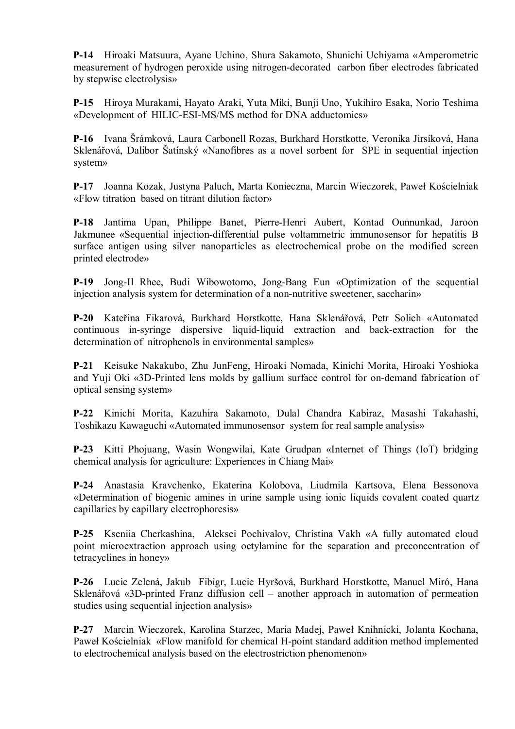**P-14** Hiroaki Matsuura, Ayane Uchino, Shura Sakamoto, Shunichi Uchiyama «Amperometric measurement of hydrogen peroxide using nitrogen-decorated carbon fiber electrodes fabricated by stepwise electrolysis»

**P-15** Hiroya Murakami, Hayato Araki, Yuta Miki, Bunji Uno, Yukihiro Esaka, Norio Teshima «Development of HILIC-ESI-MS/MS method for DNA adductomics»

**P-16** Ivana Šrámková, Laura Carbonell Rozas, Burkhard Horstkotte, Veronika Jirsíková, Hana Sklenářová, Dalibor Šatínský «Nanofibres as a novel sorbent for SPE in sequential injection system»

**P-17** Joanna Kozak, Justyna Paluch, Marta Konieczna, Marcin Wieczorek, Paweł Kościelniak «Flow titration based on titrant dilution factor»

**P-18** Jantima Upan, Philippe Banet, Pierre-Henri Aubert, Kontad Ounnunkad, Jaroon Jakmunee «Sequential injection-differential pulse voltammetric immunosensor for hepatitis B surface antigen using silver nanoparticles as electrochemical probe on the modified screen printed electrode»

**P-19** Jong-Il Rhee, Budi Wibowotomo, Jong-Bang Eun «Optimization of the sequential injection analysis system for determination of a non-nutritive sweetener, saccharin»

**P-20** Kateřina Fikarová, Burkhard Horstkotte, Hana Sklenářová, Petr Solich «Automated continuous in-syringe dispersive liquid-liquid extraction and back-extraction for the determination of nitrophenols in environmental samples»

**P-21** Keisuke Nakakubo, Zhu JunFeng, Hiroaki Nomada, Kinichi Morita, Hiroaki Yoshioka and Yuji Oki «3D-Printed lens molds by gallium surface control for on-demand fabrication of optical sensing system»

**P-22** Kinichi Morita, Kazuhira Sakamoto, Dulal Chandra Kabiraz, Masashi Takahashi, Toshikazu Kawaguchi «Automated immunosensor system for real sample analysis»

**P-23** Kitti Phojuang, Wasin Wongwilai, Kate Grudpan «Internet of Things (IoT) bridging chemical analysis for agriculture: Experiences in Chiang Mai»

**P-24** Anastasia Kravchenko, Ekaterina Kolobova, Liudmila Kartsova, Elena Bessonova «Determination of biogenic amines in urine sample using ionic liquids covalent coated quartz capillaries by capillary electrophoresis»

**P-25** Kseniia Cherkashina, Aleksei Pochivalov, Christina Vakh «A fully automated cloud point microextraction approach using octylamine for the separation and preconcentration of tetracyclines in honey»

**P-26** Lucie Zelená, Jakub Fibigr, Lucie Hyršová, Burkhard Horstkotte, Manuel Miró, Hana Sklenářová «3D-printed Franz diffusion cell – another approach in automation of permeation studies using sequential injection analysis»

**P-27** Marcin Wieczorek, Karolina Starzec, Maria Madej, Paweł Knihnicki, Jolanta Kochana, Paweł Kościelniak «Flow manifold for chemical H-point standard addition method implemented to electrochemical analysis based on the electrostriction phenomenon»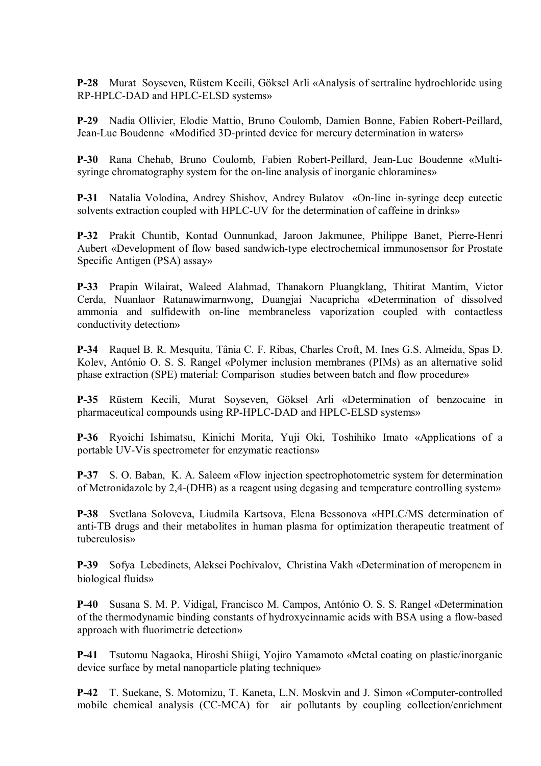**P-28** Murat Soyseven, Rüstem Kecili, Göksel Arli «Analysis of sertraline hydrochloride using RP-HPLC-DAD and HPLC-ELSD systems»

**P-29** Nadia Ollivier, Elodie Mattio, Bruno Coulomb, Damien Bonne, Fabien Robert-Peillard, Jean-Luc Boudenne «Modified 3D-printed device for mercury determination in waters»

**P-30** Rana Chehab, Bruno Coulomb, Fabien Robert-Peillard, Jean-Luc Boudenne «Multi-syringe chromatography system for the on-line analysis of inorganic chloramines»

**P-31** Natalia Volodina, Andrey Shishov, Andrey Bulatov «On-line in-syringe deep eutectic solvents extraction coupled with HPLC-UV for the determination of caffeine in drinks»

**P-32** Prakit Chuntib, Kontad Ounnunkad, Jaroon Jakmunee, Philippe Banet, Pierre-Henri Aubert «Development of flow based sandwich-type electrochemical immunosensor for Prostate Specific Antigen (PSA) assay»

**P-33** Prapin Wilairat, Waleed Alahmad, Thanakorn Pluangklang, Thitirat Mantim, Victor Cerda, Nuanlaor Ratanawimarnwong, Duangjai Nacapricha «Determination of dissolved ammonia and sulfidewith on-line membraneless vaporization coupled with contactless conductivity detection»

**P-34** Raquel B. R. Mesquita, Tânia C. F. Ribas, Charles Croft, M. Ines G.S. Almeida, Spas D. Kolev, António O. S. S. Rangel «Polymer inclusion membranes (PIMs) as an alternative solid phase extraction (SPE) material: Comparison studies between batch and flow procedure»

**P-35** Rüstem Kecili, Murat Soyseven, Göksel Arli «Determination of benzocaine in pharmaceutical compounds using RP-HPLC-DAD and HPLC-ELSD systems»

**P-36** Ryoichi Ishimatsu, Kinichi Morita, Yuji Oki, Toshihiko Imato «Applications of a portable UV-Vis spectrometer for enzymatic reactions»

**P-37** S. O. Baban, K. A. Saleem «Flow injection spectrophotometric system for determination of Metronidazole by 2,4-(DHB) as a reagent using degasing and temperature controlling system»

**P-38** Svetlana Soloveva, Liudmila Kartsova, Elena Bessonova «HPLC/MS determination of anti-TB drugs and their metabolites in human plasma for optimization therapeutic treatment of tuberculosis»

**P-39** Sofya Lebedinets, Aleksei Pochivalov, Christina Vakh «Determination of meropenem in biological fluids»

**P-40** Susana S. M. P. Vidigal, Francisco M. Campos, António O. S. S. Rangel «Determination of the thermodynamic binding constants of hydroxycinnamic acids with BSA using a flow-based approach with fluorimetric detection»

**P-41** Tsutomu Nagaoka, Hiroshi Shiigi, Yojiro Yamamoto «Metal coating on plastic/inorganic device surface by metal nanoparticle plating technique»

**P-42** T. Suekane, S. Motomizu, T. Kaneta, L.N. Moskvin and J. Simon «Computer-controlled mobile chemical analysis (CC-MCA) for air pollutants by coupling collection/enrichment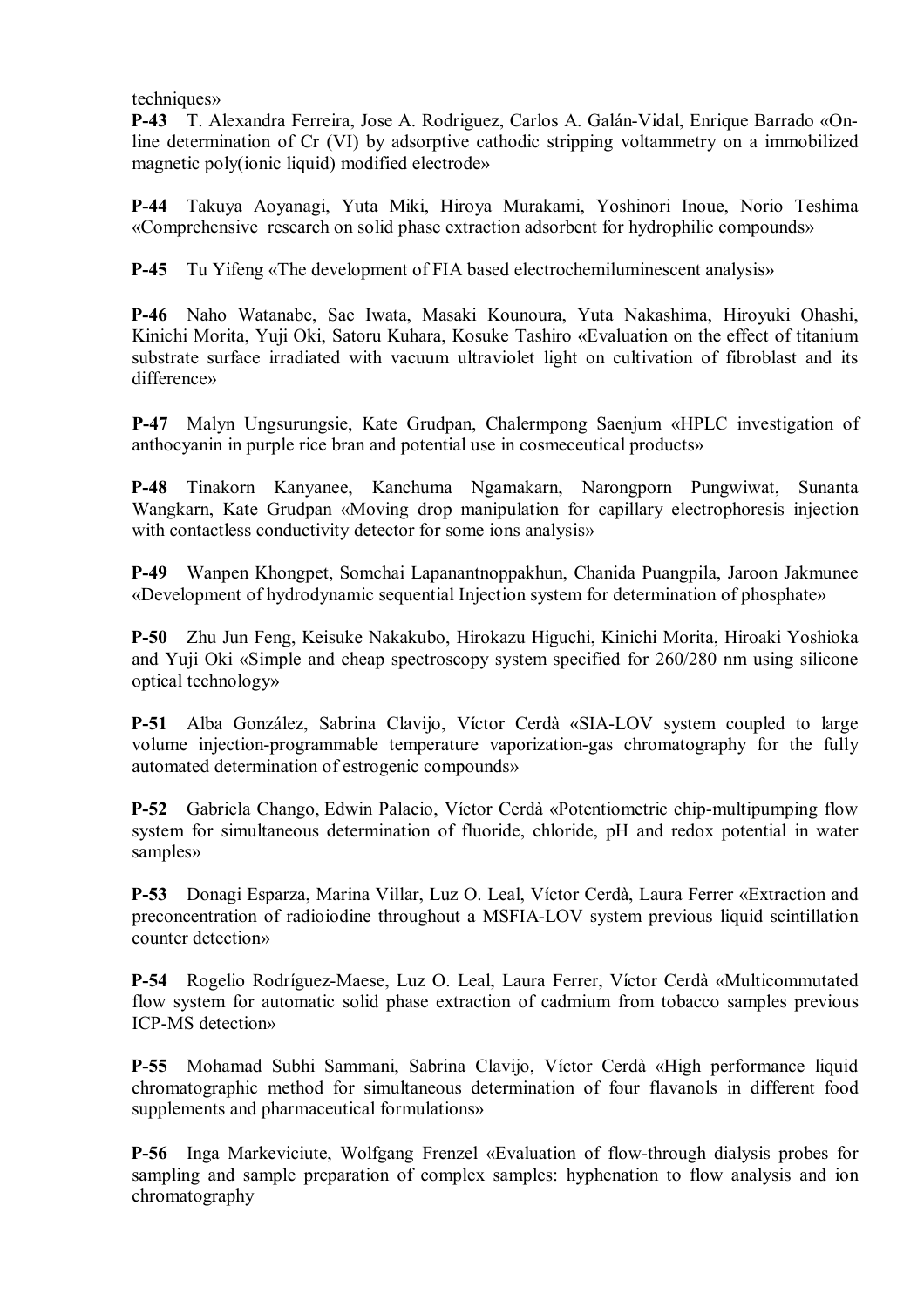techniques»

**P-43** T. Alexandra Ferreira, Jose A. Rodriguez, Carlos A. Galán-Vidal, Enrique Barrado «On-line determination of Cr (VI) by adsorptive cathodic stripping voltammetry on a immobilized magnetic poly(ionic liquid) modified electrode»

**P-44** Takuya Aoyanagi, Yuta Miki, Hiroya Murakami, Yoshinori Inoue, Norio Teshima «Comprehensive research on solid phase extraction adsorbent for hydrophilic compounds»

**P-45** Tu Yifeng «The development of FIA based electrochemiluminescent analysis»

**P-46** Naho Watanabe, Sae Iwata, Masaki Kounoura, Yuta Nakashima, Hiroyuki Ohashi, Kinichi Morita, Yuji Oki, Satoru Kuhara, Kosuke Tashiro «Evaluation on the effect of titanium substrate surface irradiated with vacuum ultraviolet light on cultivation of fibroblast and its difference»

**P-47** Malyn Ungsurungsie, Kate Grudpan, Chalermpong Saenjum «HPLC investigation of anthocyanin in purple rice bran and potential use in cosmeceutical products»

**P-48** Tinakorn Kanyanee, Kanchuma Ngamakarn, Narongporn Pungwiwat, Sunanta Wangkarn, Kate Grudpan «Moving drop manipulation for capillary electrophoresis injection with contactless conductivity detector for some ions analysis»

**P-49** Wanpen Khongpet, Somchai Lapanantnoppakhun, Chanida Puangpila, Jaroon Jakmunee «Development of hydrodynamic sequential Injection system for determination of phosphate»

**P-50** Zhu Jun Feng, Keisuke Nakakubo, Hirokazu Higuchi, Kinichi Morita, Hiroaki Yoshioka and Yuji Oki «Simple and cheap spectroscopy system specified for 260/280 nm using silicone optical technology»

**P-51** Alba González, Sabrina Clavijo, Víctor Cerdà «SIA-LOV system coupled to large volume injection-programmable temperature vaporization-gas chromatography for the fully automated determination of estrogenic compounds»

**P-52** Gabriela Chango, Edwin Palacio, Víctor Cerdà «Potentiometric chip-multipumping flow system for simultaneous determination of fluoride, chloride, pH and redox potential in water samples»

**P-53** Donagi Esparza, Marina Villar, Luz O. Leal, Víctor Cerdà, Laura Ferrer «Extraction and preconcentration of radioiodine throughout a MSFIA-LOV system previous liquid scintillation counter detection»

**P-54** Rogelio Rodríguez-Maese, Luz O. Leal, Laura Ferrer, Víctor Cerdà «Multicommutated flow system for automatic solid phase extraction of cadmium from tobacco samples previous ICP-MS detection»

**P-55** Mohamad Subhi Sammani, Sabrina Clavijo, Víctor Cerdà «High performance liquid chromatographic method for simultaneous determination of four flavanols in different food supplements and pharmaceutical formulations»

**P-56** Inga Markeviciute, Wolfgang Frenzel «Evaluation of flow-through dialysis probes for sampling and sample preparation of complex samples: hyphenation to flow analysis and ion chromatography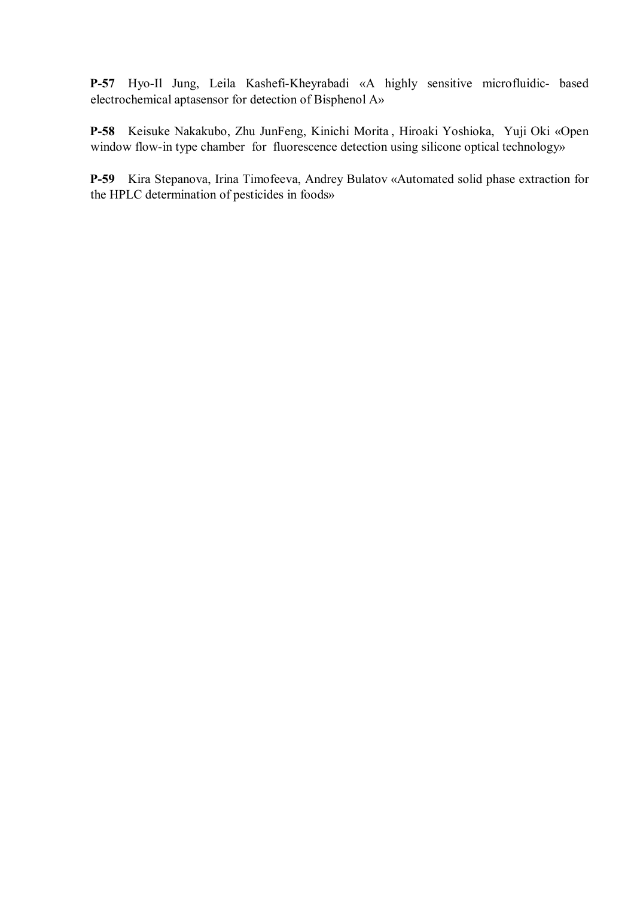**P-57** Hyo-Il Jung, Leila Kashefi-Kheyrabadi «A highly sensitive microfluidic- based electrochemical aptasensor for detection of Bisphenol A»

**P-58** Keisuke Nakakubo, Zhu JunFeng, Kinichi Morita , Hiroaki Yoshioka, Yuji Oki «Open window flow-in type chamber for fluorescence detection using silicone optical technology»

**P-59** Kira Stepanova, Irina Timofeeva, Andrey Bulatov «Automated solid phase extraction for the HPLC determination of pesticides in foods»